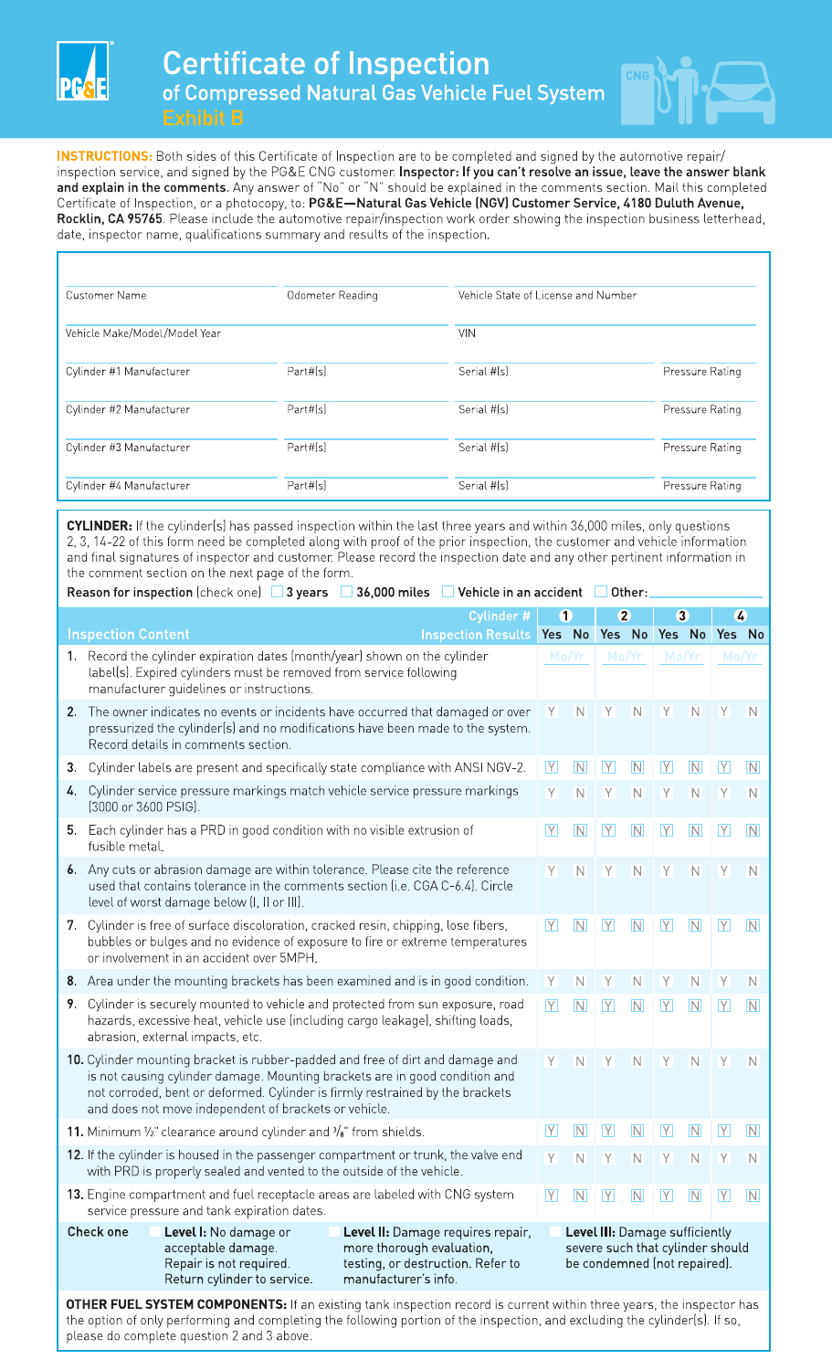# Certificate of Inspection

## of Compressed Natural Gas Vehicle Fuel System

### Exhibit B

**INSTRUCTIONS:** Both sides of this Certificate of Inspection are to be completed and signed by the automotive repair/inspection service, and signed by the PG&E CNG customer. **Inspector: If you can't resolve an issue, leave the answer blank and explain in the comments.** Any answer of "No" or "N" should be explained in the comments section. Mail this completed Certificate of Inspection, or a photocopy, to: **PG&E—Natural Gas Vehicle (NGV) Customer Service, 4180 Duluth Avenue, Rocklin, CA 95765**. Please include the automotive repair/inspection work order showing the inspection business letterhead, date, inspector name, qualifications summary and results of the inspection.

| | | | |
|---|---|---|---|
| Customer Name | Odometer Reading | Vehicle State of License and Number | |
| Vehicle Make/Model/Model Year | | VIN | |
| Cylinder #1 Manufacturer | Part#(s) | Serial #(s) | Pressure Rating |
| Cylinder #2 Manufacturer | Part#(s) | Serial #(s) | Pressure Rating |
| Cylinder #3 Manufacturer | Part#(s) | Serial #(s) | Pressure Rating |
| Cylinder #4 Manufacturer | Part#(s) | Serial #(s) | Pressure Rating |

**CYLINDER:** If the cylinder(s) has passed inspection within the last three years and within 36,000 miles, only questions 2, 3, 14-22 of this form need be completed along with proof of the prior inspection, the customer and vehicle information and final signatures of inspector and customer. Please record the inspection date and any other pertinent information in the comment section on the next page of the form.

**Reason for inspection** (check one) ☐ **3 years** ☐ **36,000 miles** ☐ **Vehicle in an accident** ☐ **Other:** \_\_\_\_\_\_\_\_\_\_

| Inspection Content / Inspection Results (Cylinder #) | 1 | | 2 | | 3 | | 4 | |
|---|---|---|---|---|---|---|---|---|
| | Yes | No | Yes | No | Yes | No | Yes | No |
| **1.** Record the cylinder expiration dates (month/year) shown on the cylinder label(s). Expired cylinders must be removed from service following manufacturer guidelines or instructions. | Mo/Yr | | Mo/Yr | | Mo/Yr | | Mo/Yr | |
| **2.** The owner indicates no events or incidents have occurred that damaged or over pressurized the cylinder(s) and no modifications have been made to the system. Record details in comments section. | Y | N | Y | N | Y | N | Y | N |
| **3.** Cylinder labels are present and specifically state compliance with ANSI NGV-2. | Y | N | Y | N | Y | N | Y | N |
| **4.** Cylinder service pressure markings match vehicle service pressure markings (3000 or 3600 PSIG). | Y | N | Y | N | Y | N | Y | N |
| **5.** Each cylinder has a PRD in good condition with no visible extrusion of fusible metal. | Y | N | Y | N | Y | N | Y | N |
| **6.** Any cuts or abrasion damage are within tolerance. Please cite the reference used that contains tolerance in the comments section (i.e. CGA C-6.4). Circle level of worst damage below (I, II or III). | Y | N | Y | N | Y | N | Y | N |
| **7.** Cylinder is free of surface discoloration, cracked resin, chipping, lose fibers, bubbles or bulges and no evidence of exposure to fire or extreme temperatures or involvement in an accident over 5MPH. | Y | N | Y | N | Y | N | Y | N |
| **8.** Area under the mounting brackets has been examined and is in good condition. | Y | N | Y | N | Y | N | Y | N |
| **9.** Cylinder is securely mounted to vehicle and protected from sun exposure, road hazards, excessive heat, vehicle use (including cargo leakage), shifting loads, abrasion, external impacts, etc. | Y | N | Y | N | Y | N | Y | N |
| **10.** Cylinder mounting bracket is rubber-padded and free of dirt and damage and is not causing cylinder damage. Mounting brackets are in good condition, not corroded, bent or deformed. Cylinder is firmly restrained by the brackets and does not move independent of brackets or vehicle. | Y | N | Y | N | Y | N | Y | N |
| **11.** Minimum ½" clearance around cylinder and ³⁄₈" from shields. | Y | N | Y | N | Y | N | Y | N |
| **12.** If the cylinder is housed in the passenger compartment or trunk, the valve end with PRD is properly sealed and vented to the outside of the vehicle. | Y | N | Y | N | Y | N | Y | N |
| **13.** Engine compartment and fuel receptacle areas are labeled with CNG system service pressure and tank expiration dates. | Y | N | Y | N | Y | N | Y | N |

**Check one**

- ☐ **Level I:** No damage or acceptable damage. Repair is not required. Return cylinder to service.
- ☐ **Level II:** Damage requires repair, more thorough evaluation, testing, or destruction. Refer to manufacturer's info.
- ☐ **Level III:** Damage sufficiently severe such that cylinder should be condemned (not repaired).

**OTHER FUEL SYSTEM COMPONENTS:** If an existing tank inspection record is current within three years, the inspector has the option of only performing and completing the following portion of the inspection, and excluding the cylinder(s). If so, please do complete question 2 and 3 above.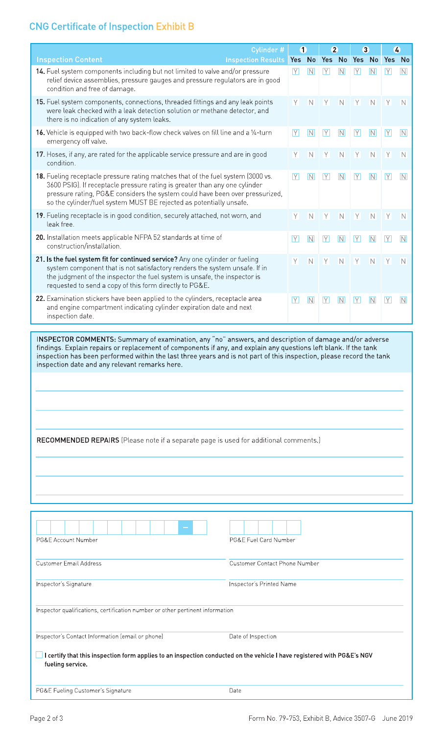## CNG Certificate of Inspection Exhibit B

| Inspection Content | Cylinder # / Inspection Results | 1 | | 2 | | 3 | | 4 | |
|---|---|---|---|---|---|---|---|---|---|
| | | Yes | No | Yes | No | Yes | No | Yes | No |
| **14.** Fuel system components including but not limited to valve and/or pressure relief device assemblies, pressure gauges and pressure regulators are in good condition and free of damage. | | Y | N | Y | N | Y | N | Y | N |
| **15.** Fuel system components, connections, threaded fittings and any leak points were leak checked with a leak detection solution or methane detector, and there is no indication of any system leaks. | | Y | N | Y | N | Y | N | Y | N |
| **16.** Vehicle is equipped with two back-flow check valves on fill line and a ¼-turn emergency off valve. | | Y | N | Y | N | Y | N | Y | N |
| **17.** Hoses, if any, are rated for the applicable service pressure and are in good condition. | | Y | N | Y | N | Y | N | Y | N |
| **18.** Fueling receptacle pressure rating matches that of the fuel system (3000 vs. 3600 PSIG). If receptacle pressure rating is greater than any one cylinder pressure rating, PG&E considers the system could have been over pressurized, so the cylinder/fuel system MUST BE rejected as potentially unsafe. | | Y | N | Y | N | Y | N | Y | N |
| **19.** Fueling receptacle is in good condition, securely attached, not worn, and leak free. | | Y | N | Y | N | Y | N | Y | N |
| **20.** Installation meets applicable NFPA 52 standards at time of construction/installation. | | Y | N | Y | N | Y | N | Y | N |
| **21. Is the fuel system fit for continued service?** Any one cylinder or fueling system component that is not satisfactory renders the system unsafe. If in the judgment of the inspector the fuel system is unsafe, the inspector is requested to send a copy of this form directly to PG&E. | | Y | N | Y | N | Y | N | Y | N |
| **22.** Examination stickers have been applied to the cylinders, receptacle area and engine compartment indicating cylinder expiration date and next inspection date. | | Y | N | Y | N | Y | N | Y | N |

**INSPECTOR COMMENTS:** Summary of examination, any "no" answers, and description of damage and/or adverse findings. Explain repairs or replacement of components if any, and explain any questions left blank. If the tank inspection has been performed within the last three years and is not part of this inspection, please record the tank inspection date and any relevant remarks here.

_______________________________________________

_______________________________________________

_______________________________________________

**RECOMMENDED REPAIRS** (Please note if a separate page is used for additional comments.)

_______________________________________________

_______________________________________________

_______________________________________________

| | |
|---|---|
| PG&E Account Number | PG&E Fuel Card Number |
| Customer Email Address | Customer Contact Phone Number |
| Inspector's Signature | Inspector's Printed Name |
| Inspector qualifications, certification number or other pertinent information | |
| Inspector's Contact Information (email or phone) | Date of Inspection |

☐ **I certify that this inspection form applies to an inspection conducted on the vehicle I have registered with PG&E's NGV fueling service.**

| | |
|---|---|
| PG&E Fueling Customer's Signature | Date |

Form No. 79-753, Exhibit B, Advice 3507-G June 2019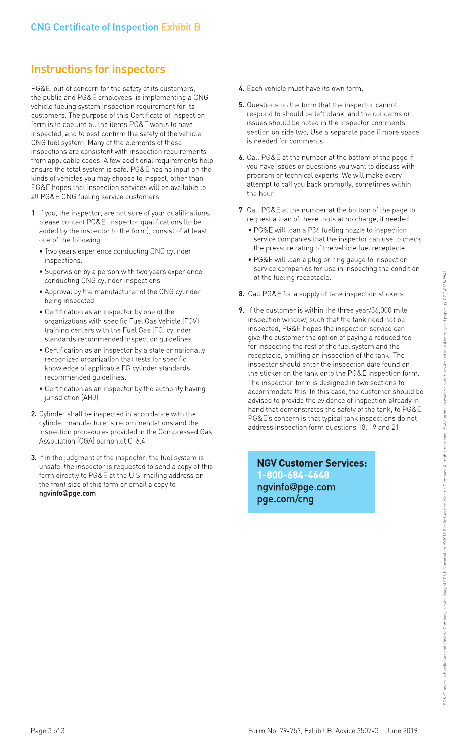## CNG Certificate of Inspection Exhibit B

## Instructions for inspectors

PG&E, out of concern for the safety of its customers, the public and PG&E employees, is implementing a CNG vehicle fueling system inspection requirement for its customers. The purpose of this Certificate of Inspection form is to capture all the items PG&E wants to have inspected, and to best confirm the safety of the vehicle CNG fuel system. Many of the elements of these inspections are consistent with inspection requirements from applicable codes. A few additional requirements help ensure the total system is safe. PG&E has no input on the kinds of vehicles you may choose to inspect, other than PG&E hopes that inspection services will be available to all PG&E CNG fueling service customers.

1. If you, the inspector, are not sure of your qualifications, please contact PG&E. Inspector qualifications (to be added by the inspector to the form), consist of at least one of the following.
   - Two years experience conducting CNG cylinder inspections.
   - Supervision by a person with two years experience conducting CNG cylinder inspections.
   - Approval by the manufacturer of the CNG cylinder being inspected.
   - Certification as an inspector by one of the organizations with specific Fuel Gas Vehicle (FGV) training centers with the Fuel Gas (FG) cylinder standards recommended inspection guidelines.
   - Certification as an inspector by a state or nationally recognized organization that tests for specific knowledge of applicable FG cylinder standards recommended guidelines.
   - Certification as an inspector by the authority having jurisdiction (AHJ).
2. Cylinder shall be inspected in accordance with the cylinder manufacturer's recommendations and the inspection procedures provided in the Compressed Gas Association (CGA) pamphlet C-6.4.
3. If in the judgment of the inspector, the fuel system is unsafe, the inspector is requested to send a copy of this form directly to PG&E at the U.S. mailing address on the front side of this form or email a copy to **ngvinfo@pge.com**.
4. Each vehicle must have its own form.
5. Questions on the form that the inspector cannot respond to should be left blank, and the concerns or issues should be noted in the inspector comments section on side two. Use a separate page if more space is needed for comments.
6. Call PG&E at the number at the bottom of the page if you have issues or questions you want to discuss with program or technical experts. We will make every attempt to call you back promptly, sometimes within the hour.
7. Call PG&E at the number at the bottom of the page to request a loan of these tools at no charge, if needed.
   - PG&E will loan a P36 fueling nozzle to inspection service companies that the inspector can use to check the pressure rating of the vehicle fuel receptacle.
   - PG&E will loan a plug or ring gauge to inspection service companies for use in inspecting the condition of the fueling receptacle.
8. Call PG&E for a supply of tank inspection stickers.
9. If the customer is within the three year/36,000 mile inspection window, such that the tank need not be inspected, PG&E hopes the inspection service can give the customer the option of paying a reduced fee for inspecting the rest of the fuel system and the receptacle, omitting an inspection of the tank. The inspector should enter the inspection date found on the sticker on the tank onto the PG&E inspection form. The inspection form is designed in two sections to accommodate this. In this case, the customer should be advised to provide the evidence of inspection already in hand that demonstrates the safety of the tank, to PG&E. PG&E's concern is that typical tank inspections do not address inspection form questions 18, 19 and 21.

**NGV Customer Services:**
**1-800-684-4648**
ngvinfo@pge.com
pge.com/cng

"PG&E" refers to Pacific Gas and Electric Company, a subsidiary of PG&E Corporation. ©2019 Pacific Gas and Electric Company. All rights reserved. PG&E prints its materials with soy-based inks on recycled paper. CGO-0118-9541

Form No. 79-753, Exhibit B, Advice 3507-G June 2019